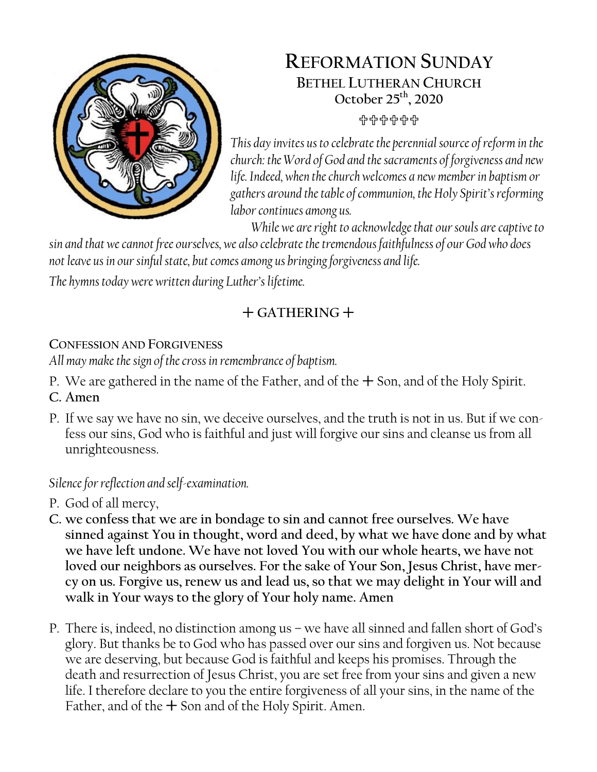# Reformation Sunday

## Bethel Lutheran Church

**October 25th, 2020**

✠✠✠✠✠✠

*This day invites us to celebrate the perennial source of reform in the church: the Word of God and the sacraments of forgiveness and new life. Indeed, when the church welcomes a new member in baptism or gathers around the table of communion, the Holy Spirit's reforming labor continues among us.*

*While we are right to acknowledge that our souls are captive to sin and that we cannot free ourselves, we also celebrate the tremendous faithfulness of our God who does not leave us in our sinful state, but comes among us bringing forgiveness and life.*

*The hymns today were written during Luther's lifetime.*

## + GATHERING +

### Confession and Forgiveness

*All may make the sign of the cross in remembrance of baptism.*

P. We are gathered in the name of the Father, and of the + Son, and of the Holy Spirit.

**C. Amen**

P. If we say we have no sin, we deceive ourselves, and the truth is not in us. But if we confess our sins, God who is faithful and just will forgive our sins and cleanse us from all unrighteousness.

*Silence for reflection and self-examination.*

P. God of all mercy,

**C. we confess that we are in bondage to sin and cannot free ourselves. We have sinned against You in thought, word and deed, by what we have done and by what we have left undone. We have not loved You with our whole hearts, we have not loved our neighbors as ourselves. For the sake of Your Son, Jesus Christ, have mercy on us. Forgive us, renew us and lead us, so that we may delight in Your will and walk in Your ways to the glory of Your holy name. Amen**

P. There is, indeed, no distinction among us – we have all sinned and fallen short of God's glory. But thanks be to God who has passed over our sins and forgiven us. Not because we are deserving, but because God is faithful and keeps his promises. Through the death and resurrection of Jesus Christ, you are set free from your sins and given a new life. I therefore declare to you the entire forgiveness of all your sins, in the name of the Father, and of the + Son and of the Holy Spirit. Amen.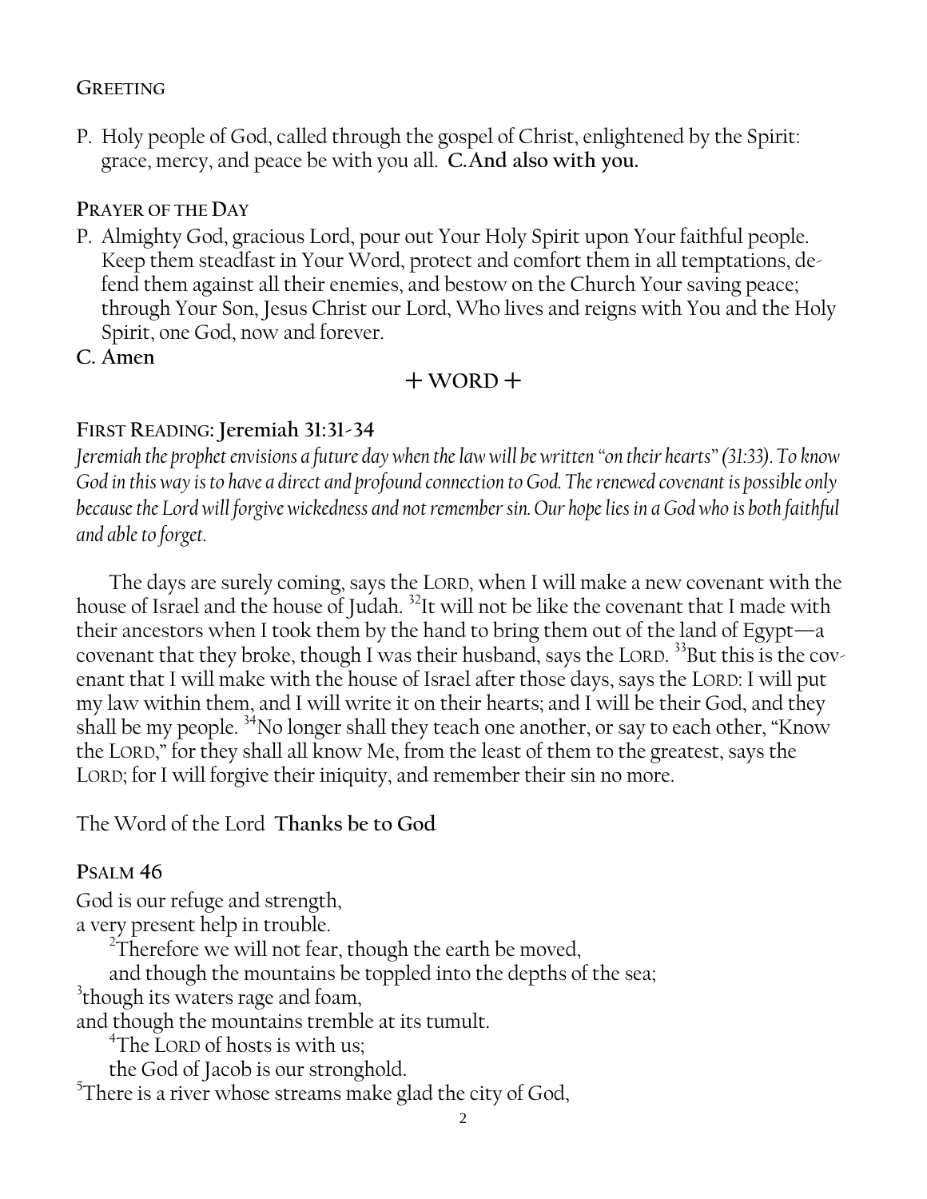## Greeting

P. Holy people of God, called through the gospel of Christ, enlightened by the Spirit: grace, mercy, and peace be with you all. **C. And also with you.**

## Prayer of the Day

P. Almighty God, gracious Lord, pour out Your Holy Spirit upon Your faithful people. Keep them steadfast in Your Word, protect and comfort them in all temptations, defend them against all their enemies, and bestow on the Church Your saving peace; through Your Son, Jesus Christ our Lord, Who lives and reigns with You and the Holy Spirit, one God, now and forever.

**C. Amen**

## + WORD +

## First Reading: Jeremiah 31:31-34

*Jeremiah the prophet envisions a future day when the law will be written "on their hearts" (31:33). To know God in this way is to have a direct and profound connection to God. The renewed covenant is possible only because the Lord will forgive wickedness and not remember sin. Our hope lies in a God who is both faithful and able to forget.*

The days are surely coming, says the LORD, when I will make a new covenant with the house of Israel and the house of Judah. [32]It will not be like the covenant that I made with their ancestors when I took them by the hand to bring them out of the land of Egypt—a covenant that they broke, though I was their husband, says the LORD. [33]But this is the covenant that I will make with the house of Israel after those days, says the LORD: I will put my law within them, and I will write it on their hearts; and I will be their God, and they shall be my people. [34]No longer shall they teach one another, or say to each other, "Know the LORD," for they shall all know Me, from the least of them to the greatest, says the LORD; for I will forgive their iniquity, and remember their sin no more.

The Word of the Lord **Thanks be to God**

## Psalm 46

God is our refuge and strength,
a very present help in trouble.
  [2]Therefore we will not fear, though the earth be moved,
  and though the mountains be toppled into the depths of the sea;
[3]though its waters rage and foam,
and though the mountains tremble at its tumult.
  [4]The LORD of hosts is with us;
  the God of Jacob is our stronghold.
[5]There is a river whose streams make glad the city of God,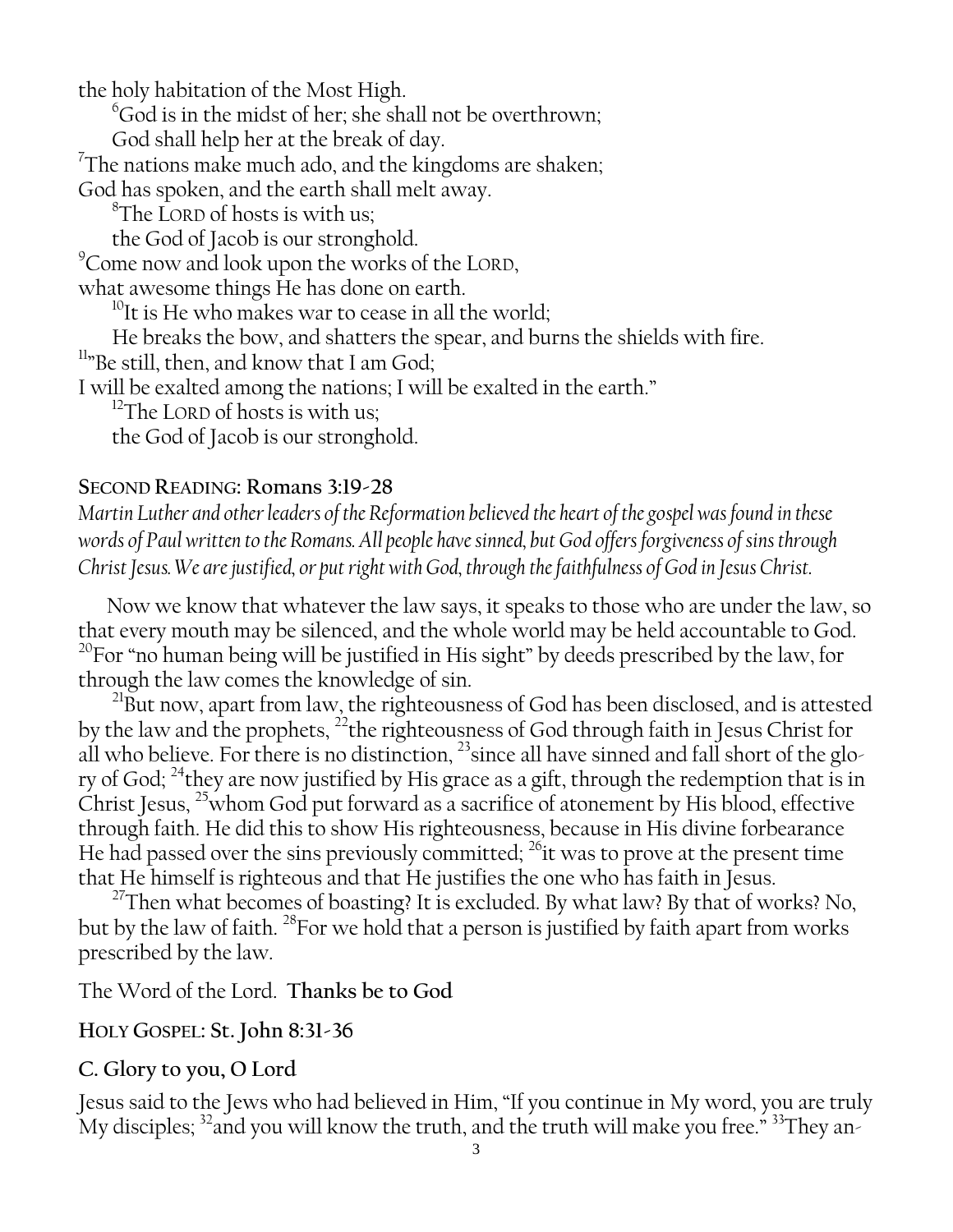the holy habitation of the Most High.

[6]God is in the midst of her; she shall not be overthrown;
God shall help her at the break of day.

[7]The nations make much ado, and the kingdoms are shaken;
God has spoken, and the earth shall melt away.

[8]The LORD of hosts is with us;
the God of Jacob is our stronghold.

[9]Come now and look upon the works of the LORD,
what awesome things He has done on earth.

[10]It is He who makes war to cease in all the world;
He breaks the bow, and shatters the spear, and burns the shields with fire.

[11]"Be still, then, and know that I am God;
I will be exalted among the nations; I will be exalted in the earth."

[12]The LORD of hosts is with us;
the God of Jacob is our stronghold.

**SECOND READING: Romans 3:19-28**

*Martin Luther and other leaders of the Reformation believed the heart of the gospel was found in these words of Paul written to the Romans. All people have sinned, but God offers forgiveness of sins through Christ Jesus. We are justified, or put right with God, through the faithfulness of God in Jesus Christ.*

Now we know that whatever the law says, it speaks to those who are under the law, so that every mouth may be silenced, and the whole world may be held accountable to God. [20]For "no human being will be justified in His sight" by deeds prescribed by the law, for through the law comes the knowledge of sin.

[21]But now, apart from law, the righteousness of God has been disclosed, and is attested by the law and the prophets, [22]the righteousness of God through faith in Jesus Christ for all who believe. For there is no distinction, [23]since all have sinned and fall short of the glory of God; [24]they are now justified by His grace as a gift, through the redemption that is in Christ Jesus, [25]whom God put forward as a sacrifice of atonement by His blood, effective through faith. He did this to show His righteousness, because in His divine forbearance He had passed over the sins previously committed; [26]it was to prove at the present time that He himself is righteous and that He justifies the one who has faith in Jesus.

[27]Then what becomes of boasting? It is excluded. By what law? By that of works? No, but by the law of faith. [28]For we hold that a person is justified by faith apart from works prescribed by the law.

The Word of the Lord. **Thanks be to God**

**HOLY GOSPEL: St. John 8:31-36**

**C. Glory to you, O Lord**

Jesus said to the Jews who had believed in Him, "If you continue in My word, you are truly My disciples; [32]and you will know the truth, and the truth will make you free." [33]They an-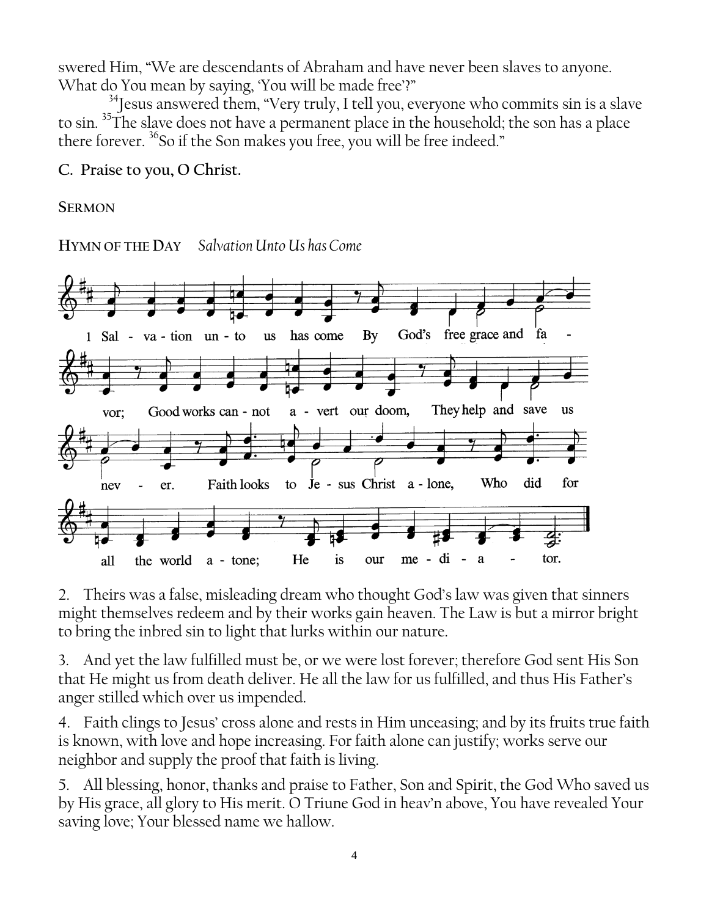swered Him, "We are descendants of Abraham and have never been slaves to anyone. What do You mean by saying, 'You will be made free'?"

[34]Jesus answered them, "Very truly, I tell you, everyone who commits sin is a slave to sin. [35]The slave does not have a permanent place in the household; the son has a place there forever. [36]So if the Son makes you free, you will be free indeed."

**C. Praise to you, O Christ.**

**SERMON**

**HYMN OF THE DAY** *Salvation Unto Us has Come*

1 Salvation unto us has come By God's free grace and favor; Good works cannot avert our doom, They help and save us never. Faith looks to Jesus Christ alone, Who did for all the world atone; He is our mediator.

2. Theirs was a false, misleading dream who thought God's law was given that sinners might themselves redeem and by their works gain heaven. The Law is but a mirror bright to bring the inbred sin to light that lurks within our nature.

3. And yet the law fulfilled must be, or we were lost forever; therefore God sent His Son that He might us from death deliver. He all the law for us fulfilled, and thus His Father's anger stilled which over us impended.

4. Faith clings to Jesus' cross alone and rests in Him unceasing; and by its fruits true faith is known, with love and hope increasing. For faith alone can justify; works serve our neighbor and supply the proof that faith is living.

5. All blessing, honor, thanks and praise to Father, Son and Spirit, the God Who saved us by His grace, all glory to His merit. O Triune God in heav'n above, You have revealed Your saving love; Your blessed name we hallow.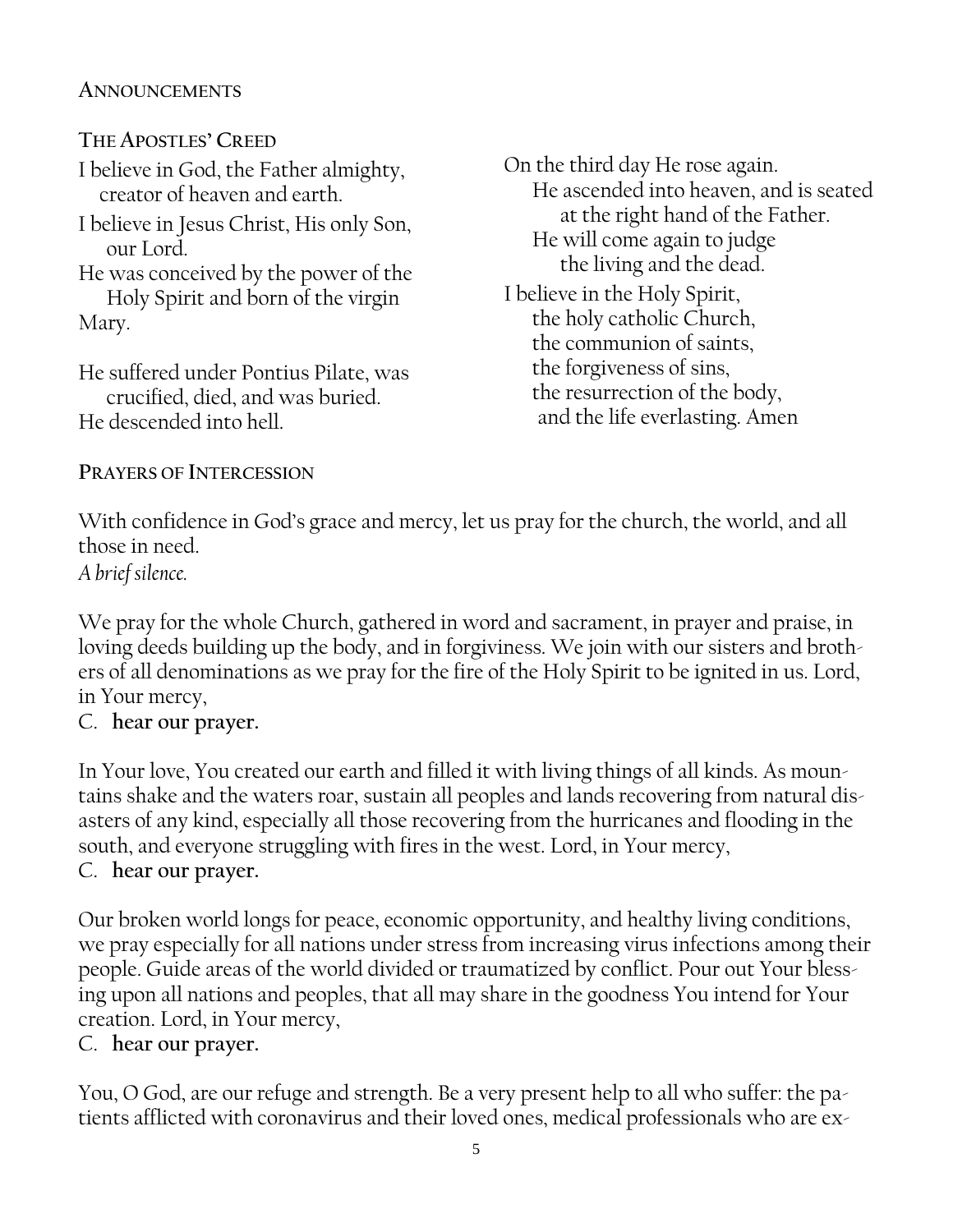## ANNOUNCEMENTS

## THE APOSTLES' CREED

I believe in God, the Father almighty,
creator of heaven and earth.
I believe in Jesus Christ, His only Son,
our Lord.
He was conceived by the power of the
Holy Spirit and born of the virgin
Mary.

He suffered under Pontius Pilate, was
crucified, died, and was buried.
He descended into hell.
On the third day He rose again.
He ascended into heaven, and is seated
at the right hand of the Father.
He will come again to judge
the living and the dead.
I believe in the Holy Spirit,
the holy catholic Church,
the communion of saints,
the forgiveness of sins,
the resurrection of the body,
and the life everlasting. Amen

## PRAYERS OF INTERCESSION

With confidence in God's grace and mercy, let us pray for the church, the world, and all those in need.
*A brief silence.*

We pray for the whole Church, gathered in word and sacrament, in prayer and praise, in loving deeds building up the body, and in forgiviness. We join with our sisters and brothers of all denominations as we pray for the fire of the Holy Spirit to be ignited in us. Lord, in Your mercy,
C. **hear our prayer.**

In Your love, You created our earth and filled it with living things of all kinds. As mountains shake and the waters roar, sustain all peoples and lands recovering from natural disasters of any kind, especially all those recovering from the hurricanes and flooding in the south, and everyone struggling with fires in the west. Lord, in Your mercy,
C. **hear our prayer.**

Our broken world longs for peace, economic opportunity, and healthy living conditions, we pray especially for all nations under stress from increasing virus infections among their people. Guide areas of the world divided or traumatized by conflict. Pour out Your blessing upon all nations and peoples, that all may share in the goodness You intend for Your creation. Lord, in Your mercy,
C. **hear our prayer.**

You, O God, are our refuge and strength. Be a very present help to all who suffer: the patients afflicted with coronavirus and their loved ones, medical professionals who are ex-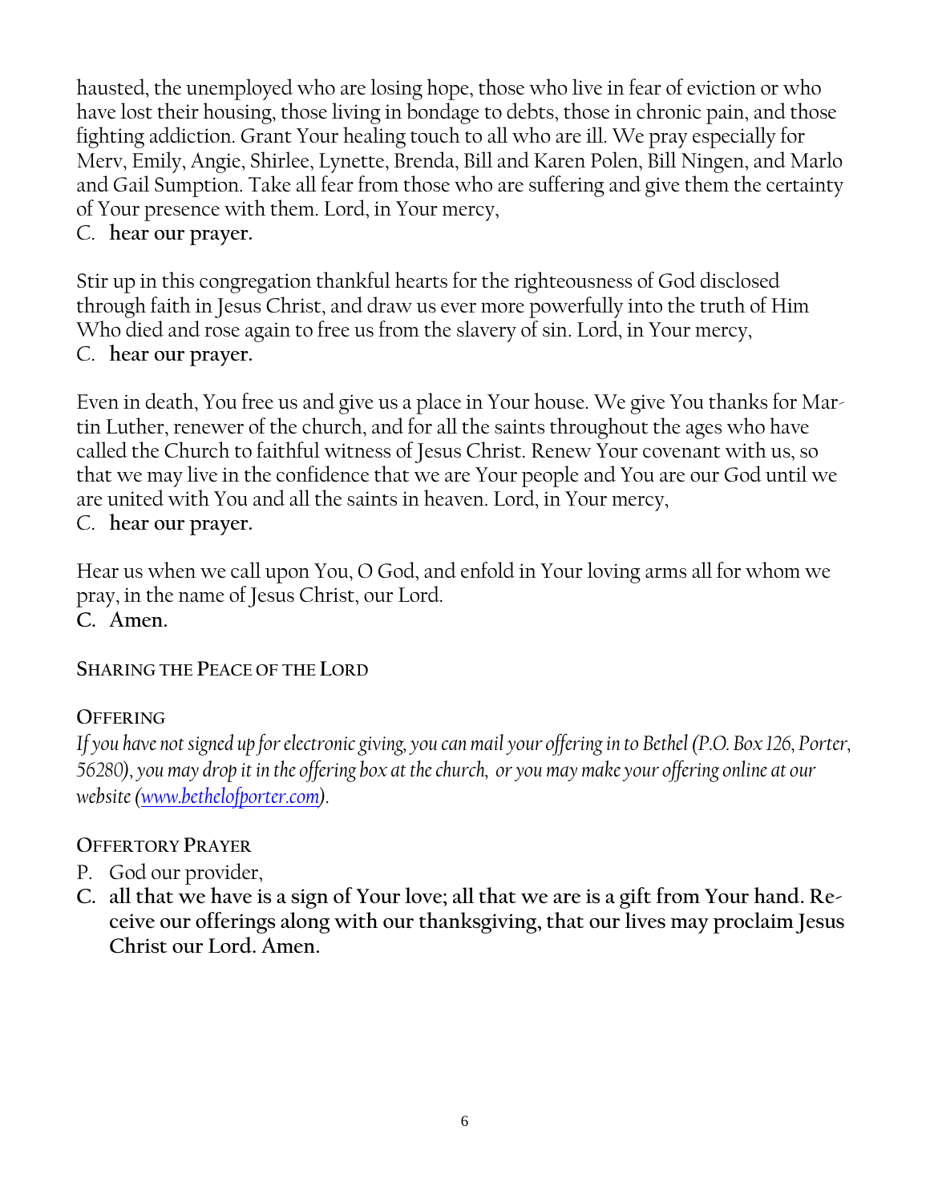hausted, the unemployed who are losing hope, those who live in fear of eviction or who have lost their housing, those living in bondage to debts, those in chronic pain, and those fighting addiction. Grant Your healing touch to all who are ill. We pray especially for Merv, Emily, Angie, Shirlee, Lynette, Brenda, Bill and Karen Polen, Bill Ningen, and Marlo and Gail Sumption. Take all fear from those who are suffering and give them the certainty of Your presence with them. Lord, in Your mercy,
C. **hear our prayer.**

Stir up in this congregation thankful hearts for the righteousness of God disclosed through faith in Jesus Christ, and draw us ever more powerfully into the truth of Him Who died and rose again to free us from the slavery of sin. Lord, in Your mercy,
C. **hear our prayer.**

Even in death, You free us and give us a place in Your house. We give You thanks for Martin Luther, renewer of the church, and for all the saints throughout the ages who have called the Church to faithful witness of Jesus Christ. Renew Your covenant with us, so that we may live in the confidence that we are Your people and You are our God until we are united with You and all the saints in heaven. Lord, in Your mercy,
C. **hear our prayer.**

Hear us when we call upon You, O God, and enfold in Your loving arms all for whom we pray, in the name of Jesus Christ, our Lord.
**C. Amen.**

SHARING THE PEACE OF THE LORD

OFFERING

*If you have not signed up for electronic giving, you can mail your offering in to Bethel (P.O. Box 126, Porter, 56280), you may drop it in the offering box at the church, or you may make your offering online at our website ([www.bethelofporter.com](http://www.bethelofporter.com)).*

OFFERTORY PRAYER

P. God our provider,
**C. all that we have is a sign of Your love; all that we are is a gift from Your hand. Receive our offerings along with our thanksgiving, that our lives may proclaim Jesus Christ our Lord. Amen.**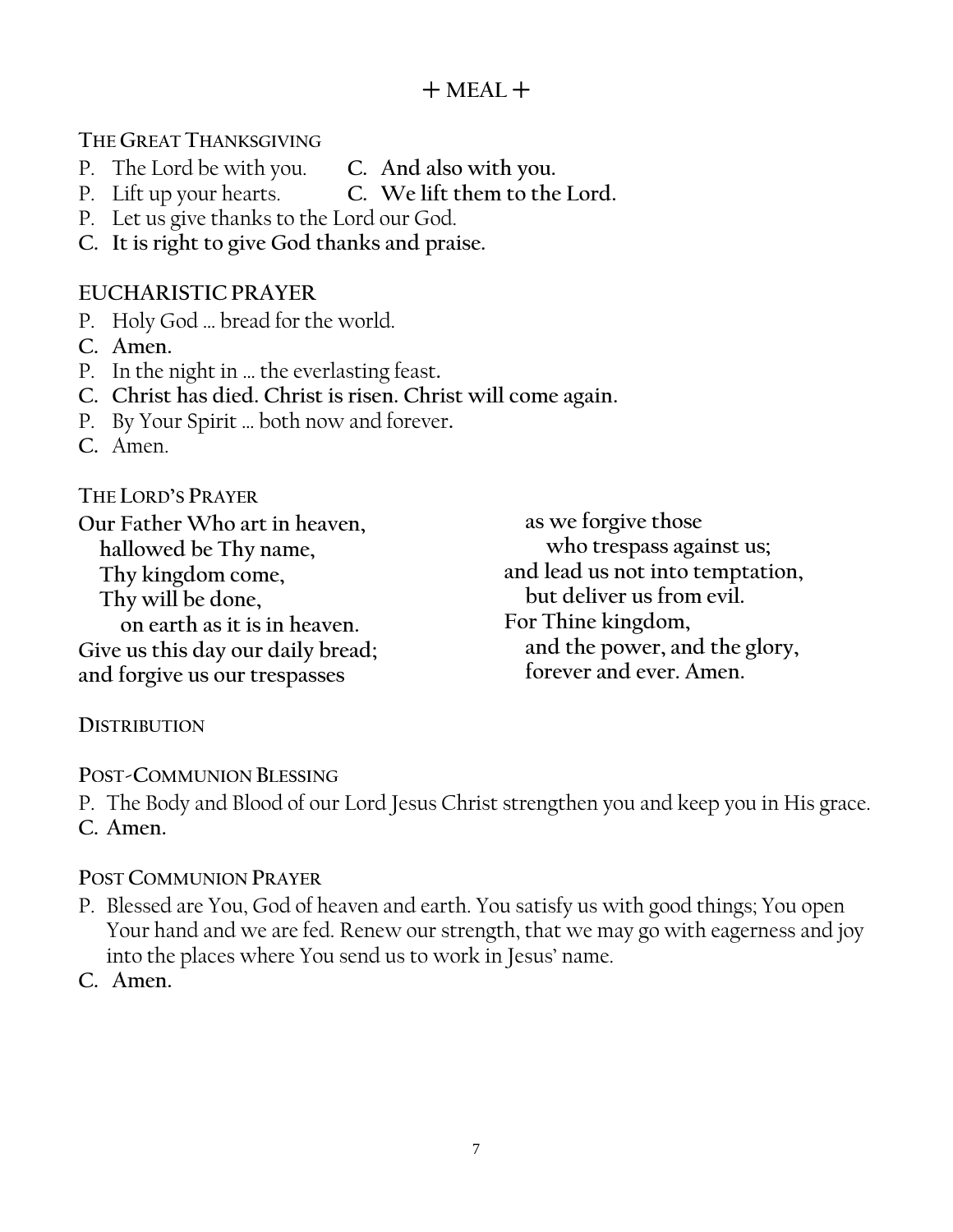## + MEAL +

### THE GREAT THANKSGIVING

P. The Lord be with you. **C. And also with you.**
P. Lift up your hearts. **C. We lift them to the Lord.**
P. Let us give thanks to the Lord our God.
**C. It is right to give God thanks and praise.**

### EUCHARISTIC PRAYER

P. Holy God … bread for the world.
**C. Amen.**
P. In the night in … the everlasting feast.
**C. Christ has died. Christ is risen. Christ will come again.**
P. By Your Spirit … both now and forever.
**C.** Amen.

### THE LORD'S PRAYER

**Our Father Who art in heaven,**
**hallowed be Thy name,**
**Thy kingdom come,**
**Thy will be done,**
**on earth as it is in heaven.**
**Give us this day our daily bread;**
**and forgive us our trespasses**
**as we forgive those**
**who trespass against us;**
**and lead us not into temptation,**
**but deliver us from evil.**
**For Thine kingdom,**
**and the power, and the glory,**
**forever and ever. Amen.**

### DISTRIBUTION

### POST-COMMUNION BLESSING

P. The Body and Blood of our Lord Jesus Christ strengthen you and keep you in His grace.
**C. Amen.**

### POST COMMUNION PRAYER

P. Blessed are You, God of heaven and earth. You satisfy us with good things; You open Your hand and we are fed. Renew our strength, that we may go with eagerness and joy into the places where You send us to work in Jesus' name.
**C. Amen.**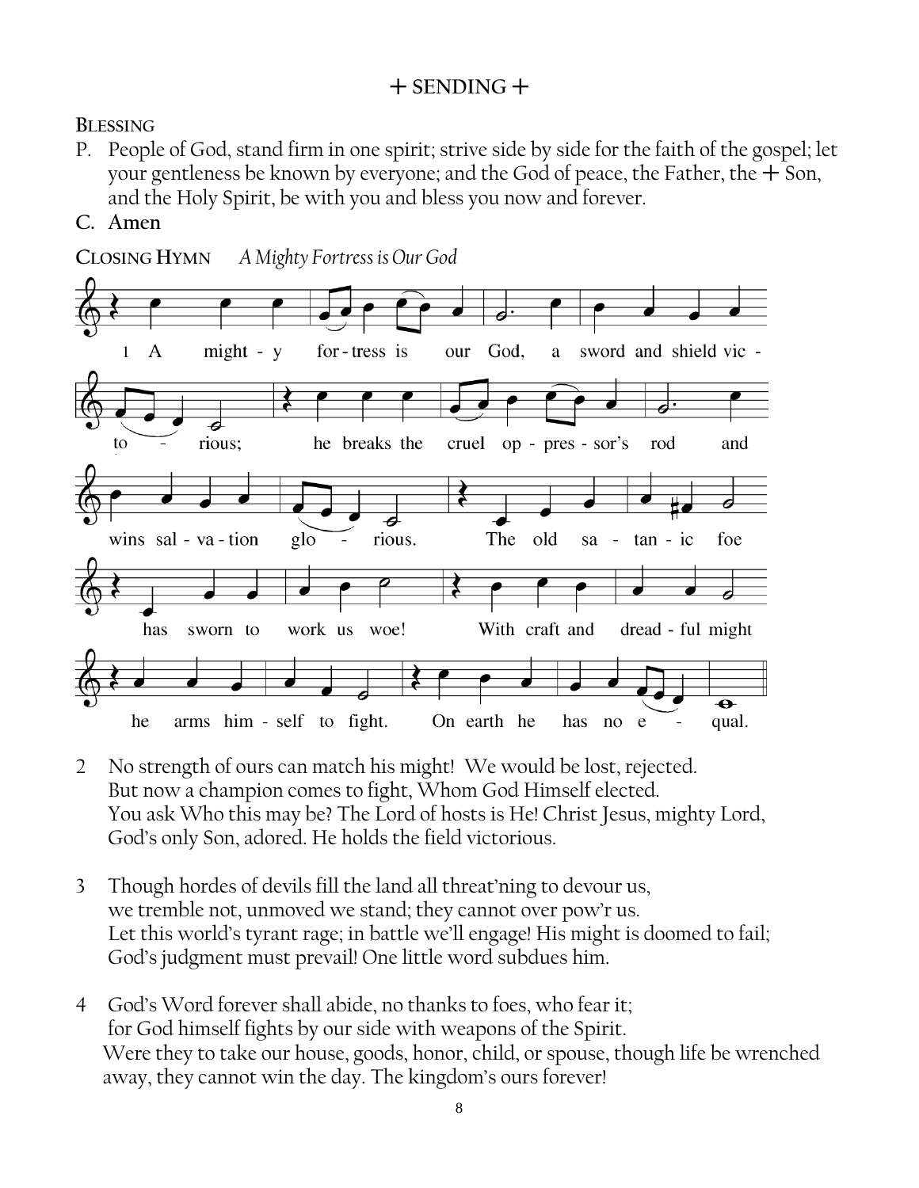## + SENDING +

**BLESSING**

P. People of God, stand firm in one spirit; strive side by side for the faith of the gospel; let your gentleness be known by everyone; and the God of peace, the Father, the + Son, and the Holy Spirit, be with you and bless you now and forever.

**C. Amen**

**CLOSING HYMN** *A Mighty Fortress is Our God*

1 A mighty fortress is our God, a sword and shield victorious; he breaks the cruel oppressor's rod and wins salvation glorious. The old satanic foe has sworn to work us woe! With craft and dreadful might he arms himself to fight. On earth he has no equal.

2 No strength of ours can match his might! We would be lost, rejected.
But now a champion comes to fight, Whom God Himself elected.
You ask Who this may be? The Lord of hosts is He! Christ Jesus, mighty Lord,
God's only Son, adored. He holds the field victorious.

3 Though hordes of devils fill the land all threat'ning to devour us,
we tremble not, unmoved we stand; they cannot over pow'r us.
Let this world's tyrant rage; in battle we'll engage! His might is doomed to fail;
God's judgment must prevail! One little word subdues him.

4 God's Word forever shall abide, no thanks to foes, who fear it;
for God himself fights by our side with weapons of the Spirit.
Were they to take our house, goods, honor, child, or spouse, though life be wrenched away, they cannot win the day. The kingdom's ours forever!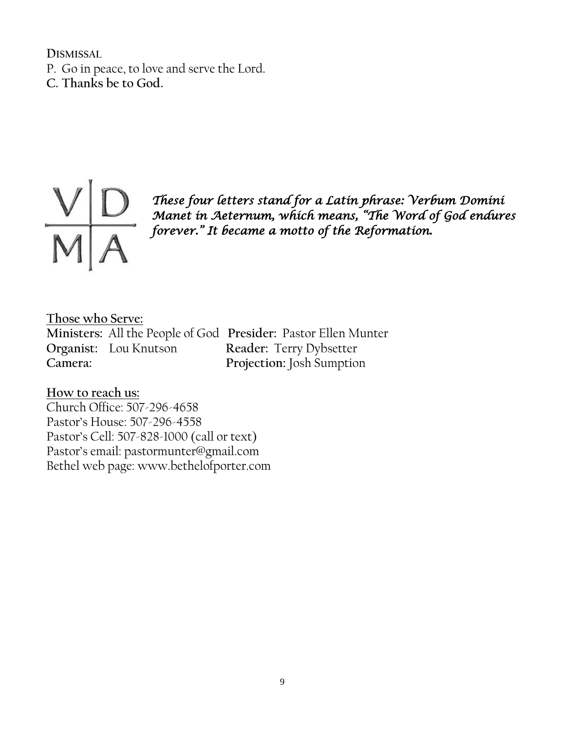**DISMISSAL**

P. Go in peace, to love and serve the Lord.

**C. Thanks be to God.**

V | D
M | A

***These four letters stand for a Latin phrase: Verbum Domini Manet in Aeternum, which means, "The Word of God endures forever." It became a motto of the Reformation.***

**Those who Serve:**

**Ministers:** All the People of God **Presider:** Pastor Ellen Munter
**Organist:** Lou Knutson **Reader:** Terry Dybsetter
**Camera:** **Projection:** Josh Sumption

**How to reach us:**

Church Office: 507-296-4658
Pastor's House: 507-296-4558
Pastor's Cell: 507-828-1000 (call or text)
Pastor's email: pastormunter@gmail.com
Bethel web page: www.bethelofporter.com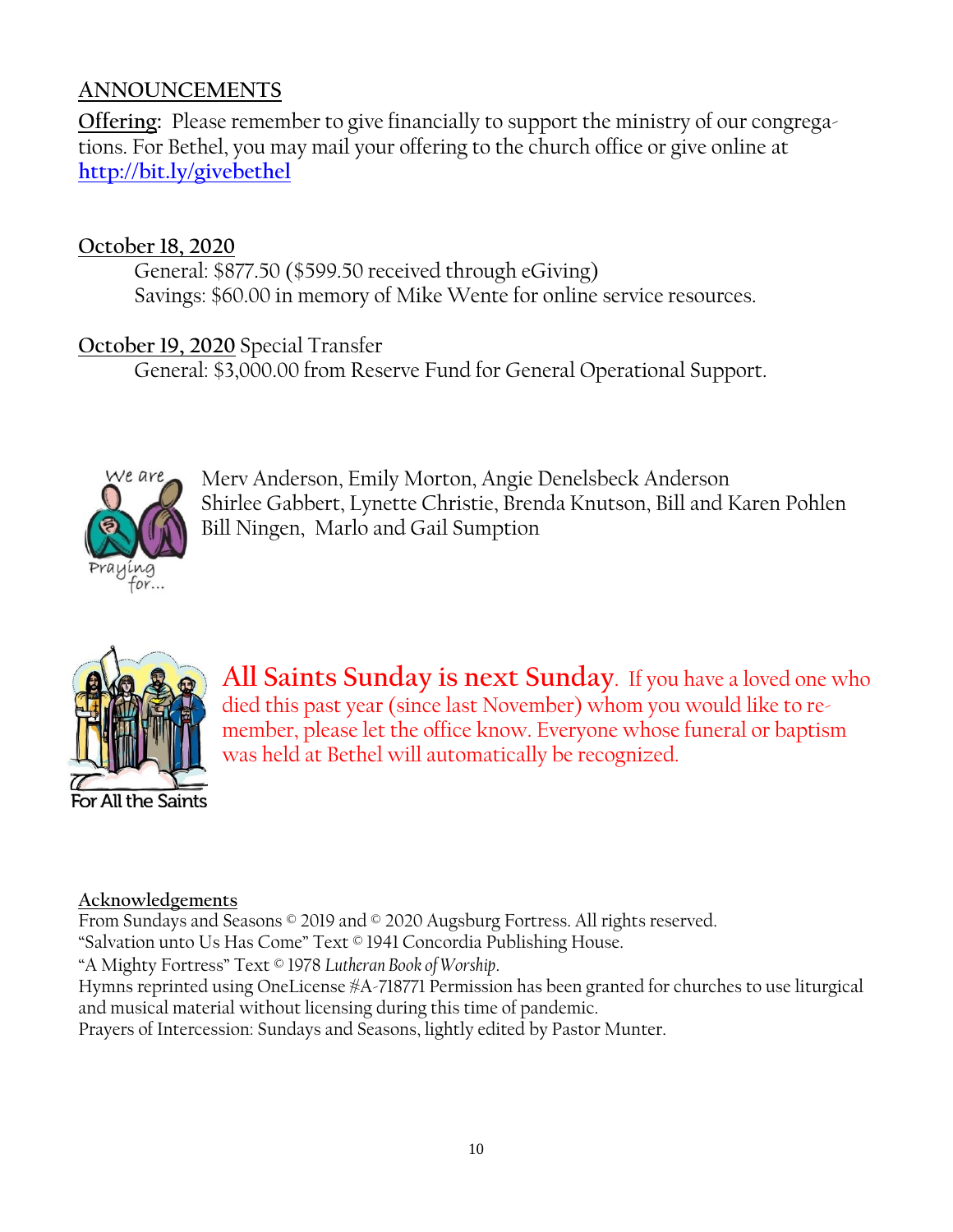## ANNOUNCEMENTS

**Offering:** Please remember to give financially to support the ministry of our congregations. For Bethel, you may mail your offering to the church office or give online at http://bit.ly/givebethel

**October 18, 2020**

General: $877.50 ($599.50 received through eGiving)
Savings: $60.00 in memory of Mike Wente for online service resources.

**October 19, 2020** Special Transfer

General: $3,000.00 from Reserve Fund for General Operational Support.

We are Praying for...

Merv Anderson, Emily Morton, Angie Denelsbeck Anderson
Shirlee Gabbert, Lynette Christie, Brenda Knutson, Bill and Karen Pohlen
Bill Ningen, Marlo and Gail Sumption

For All the Saints

**All Saints Sunday is next Sunday.** If you have a loved one who died this past year (since last November) whom you would like to remember, please let the office know. Everyone whose funeral or baptism was held at Bethel will automatically be recognized.

**Acknowledgements**

From Sundays and Seasons © 2019 and © 2020 Augsburg Fortress. All rights reserved.
"Salvation unto Us Has Come" Text © 1941 Concordia Publishing House.
"A Mighty Fortress" Text © 1978 *Lutheran Book of Worship*.
Hymns reprinted using OneLicense #A-718771 Permission has been granted for churches to use liturgical and musical material without licensing during this time of pandemic.
Prayers of Intercession: Sundays and Seasons, lightly edited by Pastor Munter.